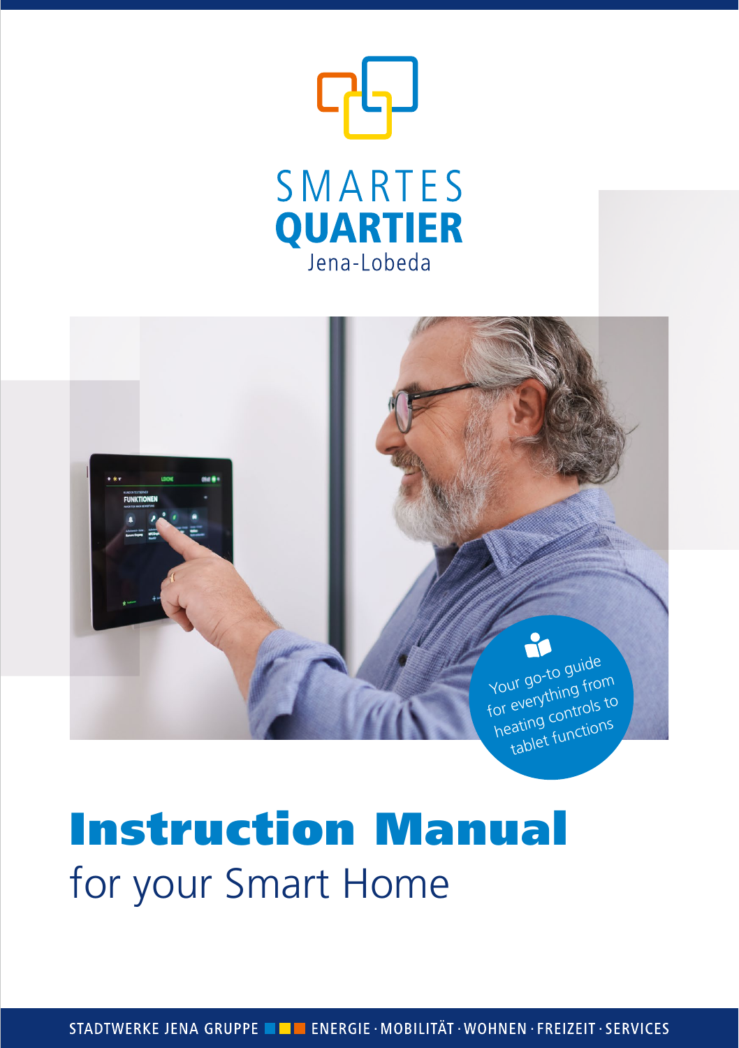SMARTES
**QUARTIER**
Jena-Lobeda

Your go-to guide for everything from heating controls to tablet functions

# Instruction Manual

## for your Smart Home

STADTWERKE JENA GRUPPE ENERGIE · MOBILITÄT · WOHNEN · FREIZEIT · SERVICES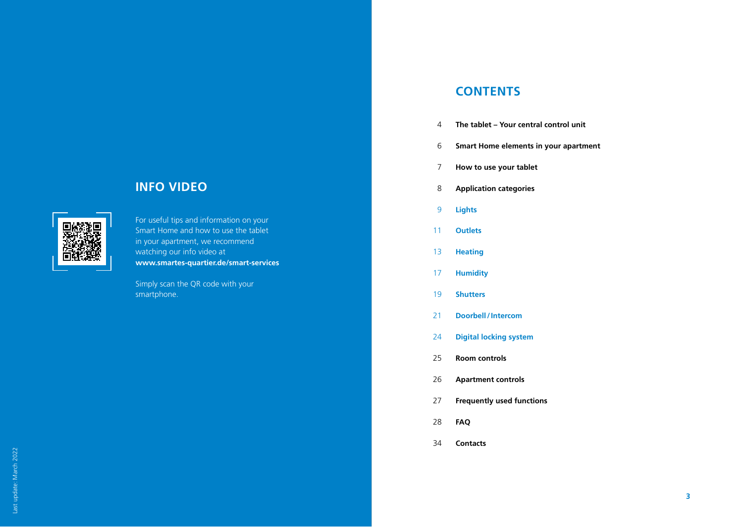## INFO VIDEO

For useful tips and information on your Smart Home and how to use the tablet in your apartment, we recommend watching our info video at **www.smartes-quartier.de/smart-services**

Simply scan the QR code with your smartphone.

Last update: March 2022

## CONTENTS

| | |
|---|---|
| 4 | **The tablet – Your central control unit** |
| 6 | **Smart Home elements in your apartment** |
| 7 | **How to use your tablet** |
| 8 | **Application categories** |
| 9 | **Lights** |
| 11 | **Outlets** |
| 13 | **Heating** |
| 17 | **Humidity** |
| 19 | **Shutters** |
| 21 | **Doorbell / Intercom** |
| 24 | **Digital locking system** |
| 25 | **Room controls** |
| 26 | **Apartment controls** |
| 27 | **Frequently used functions** |
| 28 | **FAQ** |
| 34 | **Contacts** |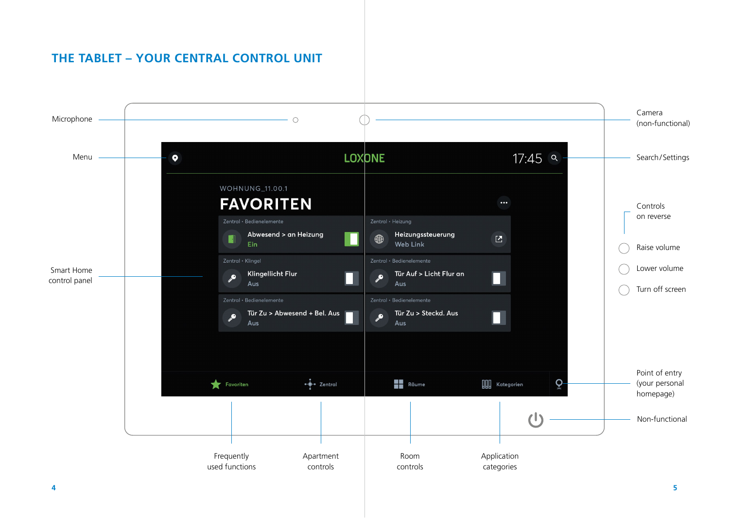# THE TABLET – YOUR CENTRAL CONTROL UNIT

Microphone

Menu

Smart Home control panel

LOXONE

17:45

WOHNUNG_11.00.1

FAVORITEN

Zentral • Bedienelemente
Abwesend > an Heizung
Ein

Zentral • Heizung
Heizungssteuerung
Web Link

Zentral • Klingel
Klingellicht Flur
Aus

Zentral • Bedienelemente
Tür Auf > Licht Flur an
Aus

Zentral • Bedienelemente
Tür Zu > Abwesend + Bel. Aus
Aus

Zentral • Bedienelemente
Tür Zu > Steckd. Aus
Aus

Favoriten | Zentral | Räume | Kategorien

Camera (non-functional)

Search/Settings

Controls on reverse

Raise volume

Lower volume

Turn off screen

Point of entry (your personal homepage)

Non-functional

Frequently used functions

Apartment controls

Room controls

Application categories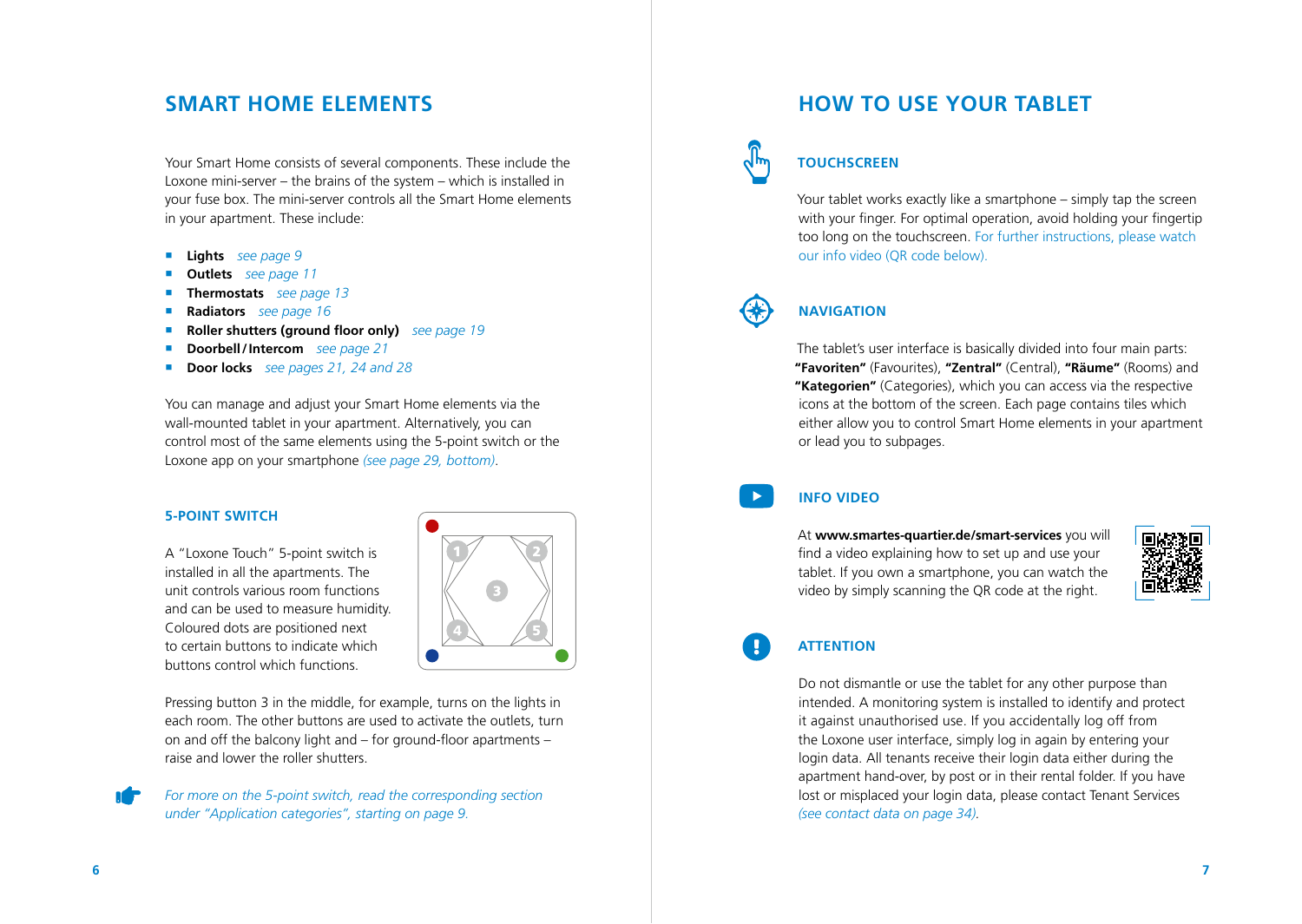## SMART HOME ELEMENTS

Your Smart Home consists of several components. These include the Loxone mini-server – the brains of the system – which is installed in your fuse box. The mini-server controls all the Smart Home elements in your apartment. These include:

- **Lights** *see page 9*
- **Outlets** *see page 11*
- **Thermostats** *see page 13*
- **Radiators** *see page 16*
- **Roller shutters (ground floor only)** *see page 19*
- **Doorbell / Intercom** *see page 21*
- **Door locks** *see pages 21, 24 and 28*

You can manage and adjust your Smart Home elements via the wall-mounted tablet in your apartment. Alternatively, you can control most of the same elements using the 5-point switch or the Loxone app on your smartphone *(see page 29, bottom)*.

### 5-POINT SWITCH

A "Loxone Touch" 5-point switch is installed in all the apartments. The unit controls various room functions and can be used to measure humidity. Coloured dots are positioned next to certain buttons to indicate which buttons control which functions.

Pressing button 3 in the middle, for example, turns on the lights in each room. The other buttons are used to activate the outlets, turn on and off the balcony light and – for ground-floor apartments – raise and lower the roller shutters.

*For more on the 5-point switch, read the corresponding section under "Application categories", starting on page 9.*

## HOW TO USE YOUR TABLET

### TOUCHSCREEN

Your tablet works exactly like a smartphone – simply tap the screen with your finger. For optimal operation, avoid holding your fingertip too long on the touchscreen. For further instructions, please watch our info video (QR code below).

### NAVIGATION

The tablet's user interface is basically divided into four main parts: **"Favoriten"** (Favourites), **"Zentral"** (Central), **"Räume"** (Rooms) and **"Kategorien"** (Categories), which you can access via the respective icons at the bottom of the screen. Each page contains tiles which either allow you to control Smart Home elements in your apartment or lead you to subpages.

### INFO VIDEO

At **www.smartes-quartier.de/smart-services** you will find a video explaining how to set up and use your tablet. If you own a smartphone, you can watch the video by simply scanning the QR code at the right.

### ATTENTION

Do not dismantle or use the tablet for any other purpose than intended. A monitoring system is installed to identify and protect it against unauthorised use. If you accidentally log off from the Loxone user interface, simply log in again by entering your login data. All tenants receive their login data either during the apartment hand-over, by post or in their rental folder. If you have lost or misplaced your login data, please contact Tenant Services *(see contact data on page 34)*.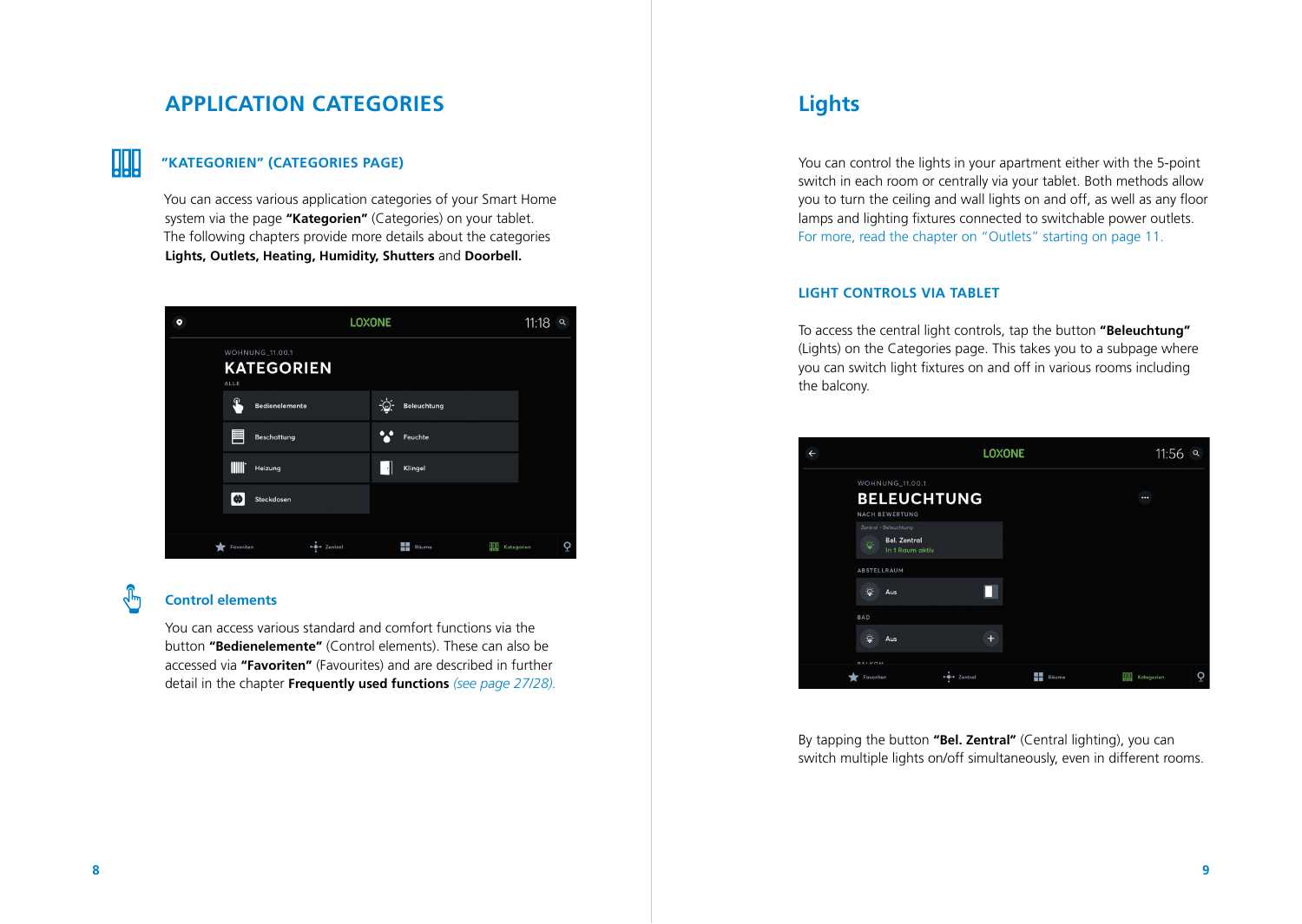# APPLICATION CATEGORIES

## "KATEGORIEN" (CATEGORIES PAGE)

You can access various application categories of your Smart Home system via the page **"Kategorien"** (Categories) on your tablet. The following chapters provide more details about the categories **Lights, Outlets, Heating, Humidity, Shutters** and **Doorbell.**

### Control elements

You can access various standard and comfort functions via the button **"Bedienelemente"** (Control elements). These can also be accessed via **"Favoriten"** (Favourites) and are described in further detail in the chapter **Frequently used functions** *(see page 27/28).*

# Lights

You can control the lights in your apartment either with the 5-point switch in each room or centrally via your tablet. Both methods allow you to turn the ceiling and wall lights on and off, as well as any floor lamps and lighting fixtures connected to switchable power outlets. For more, read the chapter on "Outlets" starting on page 11.

## LIGHT CONTROLS VIA TABLET

To access the central light controls, tap the button **"Beleuchtung"** (Lights) on the Categories page. This takes you to a subpage where you can switch light fixtures on and off in various rooms including the balcony.

By tapping the button **"Bel. Zentral"** (Central lighting), you can switch multiple lights on/off simultaneously, even in different rooms.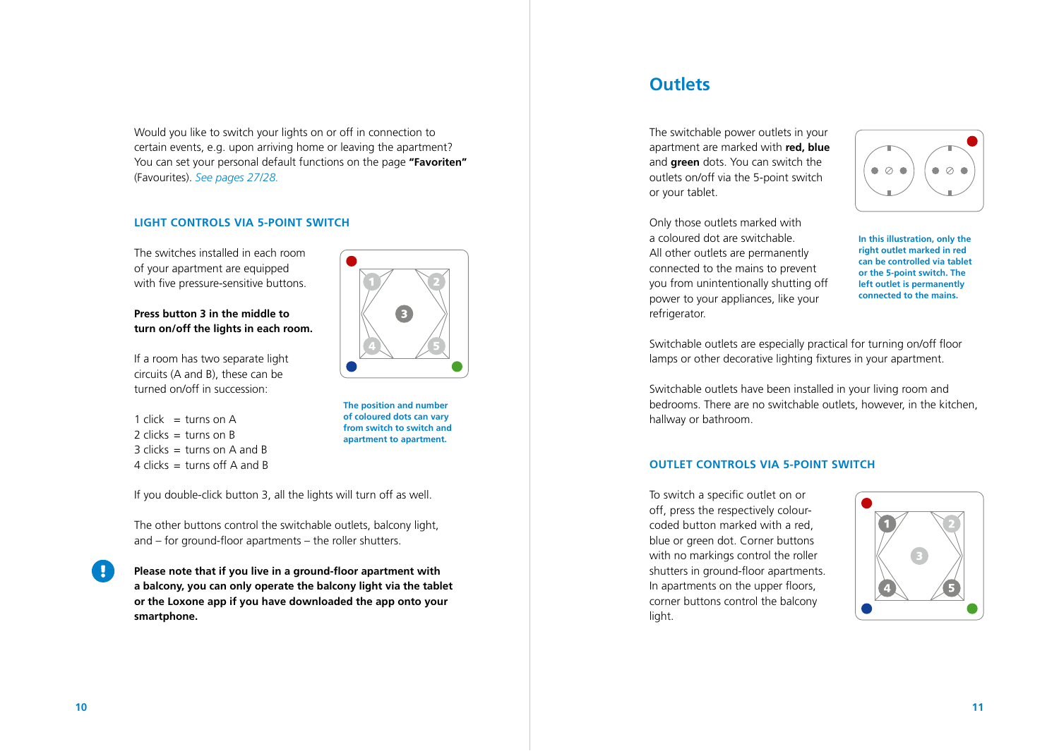Would you like to switch your lights on or off in connection to certain events, e.g. upon arriving home or leaving the apartment? You can set your personal default functions on the page **"Favoriten"** (Favourites). *See pages 27/28.*

### LIGHT CONTROLS VIA 5-POINT SWITCH

The switches installed in each room of your apartment are equipped with five pressure-sensitive buttons.

**Press button 3 in the middle to turn on/off the lights in each room.**

If a room has two separate light circuits (A and B), these can be turned on/off in succession:

1 click = turns on A
2 clicks = turns on B
3 clicks = turns on A and B
4 clicks = turns off A and B

**The position and number of coloured dots can vary from switch to switch and apartment to apartment.**

If you double-click button 3, all the lights will turn off as well.

The other buttons control the switchable outlets, balcony light, and – for ground-floor apartments – the roller shutters.

**Please note that if you live in a ground-floor apartment with a balcony, you can only operate the balcony light via the tablet or the Loxone app if you have downloaded the app onto your smartphone.**

## Outlets

The switchable power outlets in your apartment are marked with **red, blue** and **green** dots. You can switch the outlets on/off via the 5-point switch or your tablet.

Only those outlets marked with a coloured dot are switchable. All other outlets are permanently connected to the mains to prevent you from unintentionally shutting off power to your appliances, like your refrigerator.

**In this illustration, only the right outlet marked in red can be controlled via tablet or the 5-point switch. The left outlet is permanently connected to the mains.**

Switchable outlets are especially practical for turning on/off floor lamps or other decorative lighting fixtures in your apartment.

Switchable outlets have been installed in your living room and bedrooms. There are no switchable outlets, however, in the kitchen, hallway or bathroom.

### OUTLET CONTROLS VIA 5-POINT SWITCH

To switch a specific outlet on or off, press the respectively colour-coded button marked with a red, blue or green dot. Corner buttons with no markings control the roller shutters in ground-floor apartments. In apartments on the upper floors, corner buttons control the balcony light.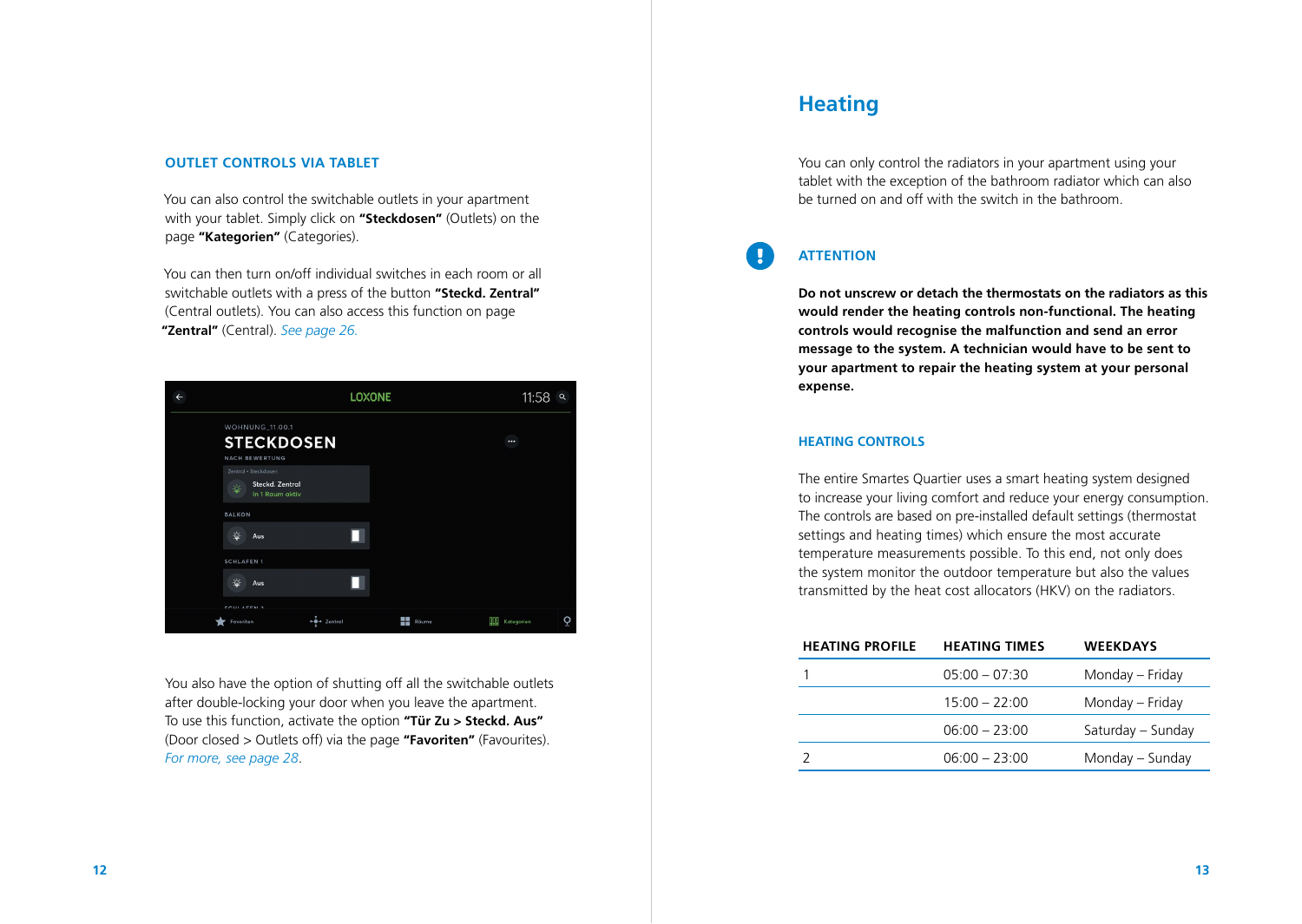### OUTLET CONTROLS VIA TABLET

You can also control the switchable outlets in your apartment with your tablet. Simply click on **"Steckdosen"** (Outlets) on the page **"Kategorien"** (Categories).

You can then turn on/off individual switches in each room or all switchable outlets with a press of the button **"Steckd. Zentral"** (Central outlets). You can also access this function on page **"Zentral"** (Central). *See page 26.*

You also have the option of shutting off all the switchable outlets after double-locking your door when you leave the apartment. To use this function, activate the option **"Tür Zu > Steckd. Aus"** (Door closed > Outlets off) via the page **"Favoriten"** (Favourites). *For more, see page 28.*

## Heating

You can only control the radiators in your apartment using your tablet with the exception of the bathroom radiator which can also be turned on and off with the switch in the bathroom.

### ATTENTION

**Do not unscrew or detach the thermostats on the radiators as this would render the heating controls non-functional. The heating controls would recognise the malfunction and send an error message to the system. A technician would have to be sent to your apartment to repair the heating system at your personal expense.**

### HEATING CONTROLS

The entire Smartes Quartier uses a smart heating system designed to increase your living comfort and reduce your energy consumption. The controls are based on pre-installed default settings (thermostat settings and heating times) which ensure the most accurate temperature measurements possible. To this end, not only does the system monitor the outdoor temperature but also the values transmitted by the heat cost allocators (HKV) on the radiators.

| HEATING PROFILE | HEATING TIMES | WEEKDAYS |
|---|---|---|
| 1 | 05:00 – 07:30 | Monday – Friday |
| | 15:00 – 22:00 | Monday – Friday |
| | 06:00 – 23:00 | Saturday – Sunday |
| 2 | 06:00 – 23:00 | Monday – Sunday |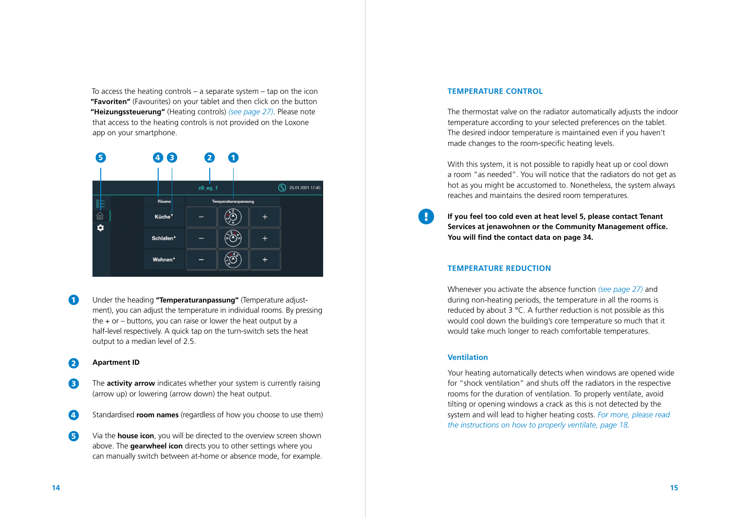To access the heating controls – a separate system – tap on the icon **"Favoriten"** (Favourites) on your tablet and then click on the button **"Heizungssteuerung"** (Heating controls) *(see page 27)*. Please note that access to the heating controls is not provided on the Loxone app on your smartphone.

1. Under the heading **"Temperaturanpassung"** (Temperature adjustment), you can adjust the temperature in individual rooms. By pressing the + or – buttons, you can raise or lower the heat output by a half-level respectively. A quick tap on the turn-switch sets the heat output to a median level of 2.5.
2. **Apartment ID**
3. The **activity arrow** indicates whether your system is currently raising (arrow up) or lowering (arrow down) the heat output.
4. Standardised **room names** (regardless of how you choose to use them)
5. Via the **house icon**, you will be directed to the overview screen shown above. The **gearwheel icon** directs you to other settings where you can manually switch between at-home or absence mode, for example.

## TEMPERATURE CONTROL

The thermostat valve on the radiator automatically adjusts the indoor temperature according to your selected preferences on the tablet. The desired indoor temperature is maintained even if you haven't made changes to the room-specific heating levels.

With this system, it is not possible to rapidly heat up or cool down a room "as needed". You will notice that the radiators do not get as hot as you might be accustomed to. Nonetheless, the system always reaches and maintains the desired room temperatures.

**If you feel too cold even at heat level 5, please contact Tenant Services at jenawohnen or the Community Management office. You will find the contact data on page 34.**

## TEMPERATURE REDUCTION

Whenever you activate the absence function *(see page 27)* and during non-heating periods, the temperature in all the rooms is reduced by about 3 °C. A further reduction is not possible as this would cool down the building's core temperature so much that it would take much longer to reach comfortable temperatures.

### Ventilation

Your heating automatically detects when windows are opened wide for "shock ventilation" and shuts off the radiators in the respective rooms for the duration of ventilation. To properly ventilate, avoid tilting or opening windows a crack as this is not detected by the system and will lead to higher heating costs. *For more, please read the instructions on how to properly ventilate, page 18.*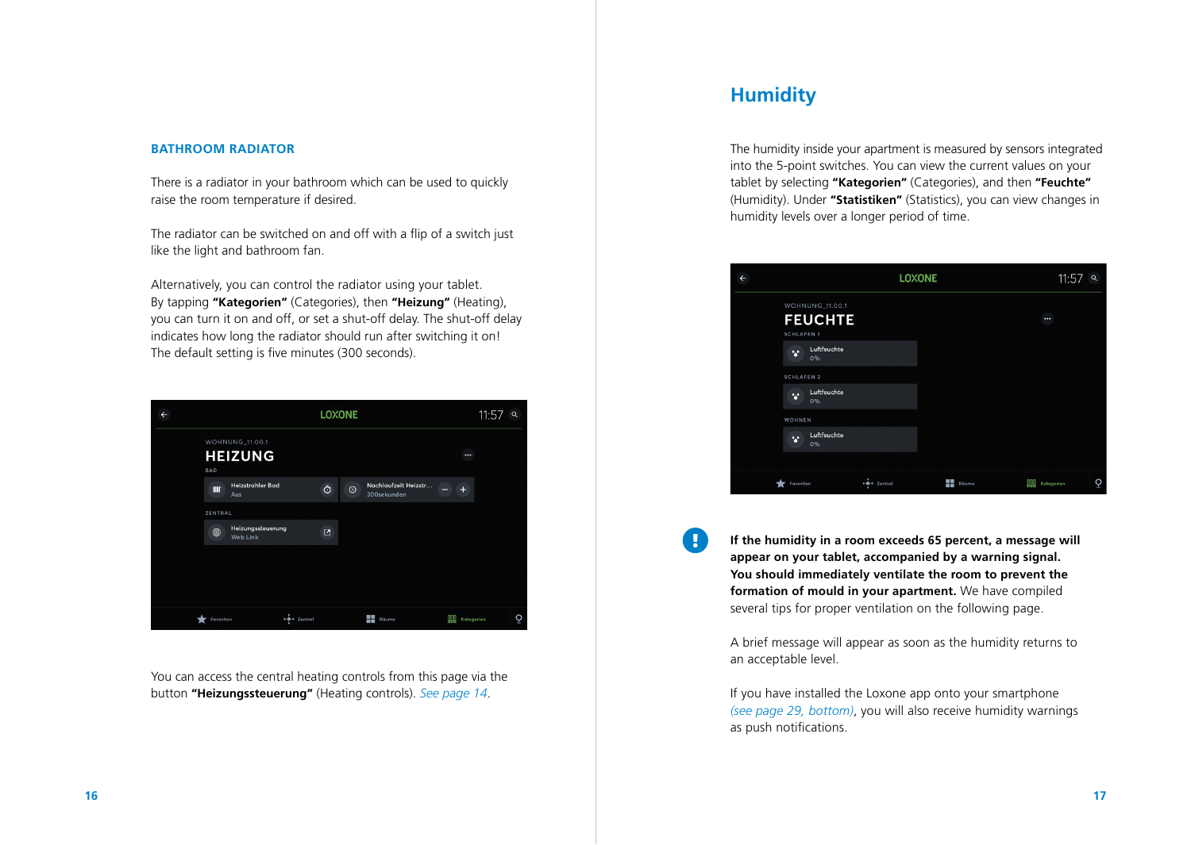### BATHROOM RADIATOR

There is a radiator in your bathroom which can be used to quickly raise the room temperature if desired.

The radiator can be switched on and off with a flip of a switch just like the light and bathroom fan.

Alternatively, you can control the radiator using your tablet. By tapping **"Kategorien"** (Categories), then **"Heizung"** (Heating), you can turn it on and off, or set a shut-off delay. The shut-off delay indicates how long the radiator should run after switching it on! The default setting is five minutes (300 seconds).

You can access the central heating controls from this page via the button **"Heizungssteuerung"** (Heating controls). *See page 14*.

## Humidity

The humidity inside your apartment is measured by sensors integrated into the 5-point switches. You can view the current values on your tablet by selecting **"Kategorien"** (Categories), and then **"Feuchte"** (Humidity). Under **"Statistiken"** (Statistics), you can view changes in humidity levels over a longer period of time.

**If the humidity in a room exceeds 65 percent, a message will appear on your tablet, accompanied by a warning signal. You should immediately ventilate the room to prevent the formation of mould in your apartment.** We have compiled several tips for proper ventilation on the following page.

A brief message will appear as soon as the humidity returns to an acceptable level.

If you have installed the Loxone app onto your smartphone *(see page 29, bottom)*, you will also receive humidity warnings as push notifications.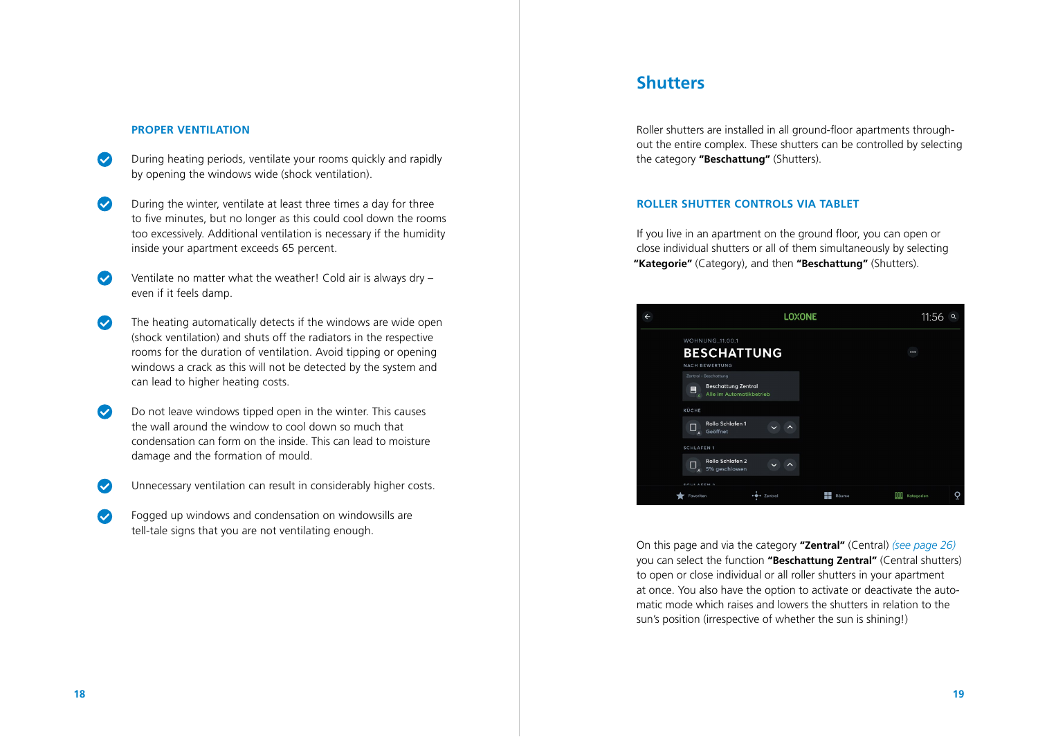### PROPER VENTILATION

- During heating periods, ventilate your rooms quickly and rapidly by opening the windows wide (shock ventilation).
- During the winter, ventilate at least three times a day for three to five minutes, but no longer as this could cool down the rooms too excessively. Additional ventilation is necessary if the humidity inside your apartment exceeds 65 percent.
- Ventilate no matter what the weather! Cold air is always dry – even if it feels damp.
- The heating automatically detects if the windows are wide open (shock ventilation) and shuts off the radiators in the respective rooms for the duration of ventilation. Avoid tipping or opening windows a crack as this will not be detected by the system and can lead to higher heating costs.
- Do not leave windows tipped open in the winter. This causes the wall around the window to cool down so much that condensation can form on the inside. This can lead to moisture damage and the formation of mould.
- Unnecessary ventilation can result in considerably higher costs.
- Fogged up windows and condensation on windowsills are tell-tale signs that you are not ventilating enough.

## Shutters

Roller shutters are installed in all ground-floor apartments throughout the entire complex. These shutters can be controlled by selecting the category **"Beschattung"** (Shutters).

### ROLLER SHUTTER CONTROLS VIA TABLET

If you live in an apartment on the ground floor, you can open or close individual shutters or all of them simultaneously by selecting **"Kategorie"** (Category), and then **"Beschattung"** (Shutters).

On this page and via the category **"Zentral"** (Central) *(see page 26)* you can select the function **"Beschattung Zentral"** (Central shutters) to open or close individual or all roller shutters in your apartment at once. You also have the option to activate or deactivate the automatic mode which raises and lowers the shutters in relation to the sun's position (irrespective of whether the sun is shining!)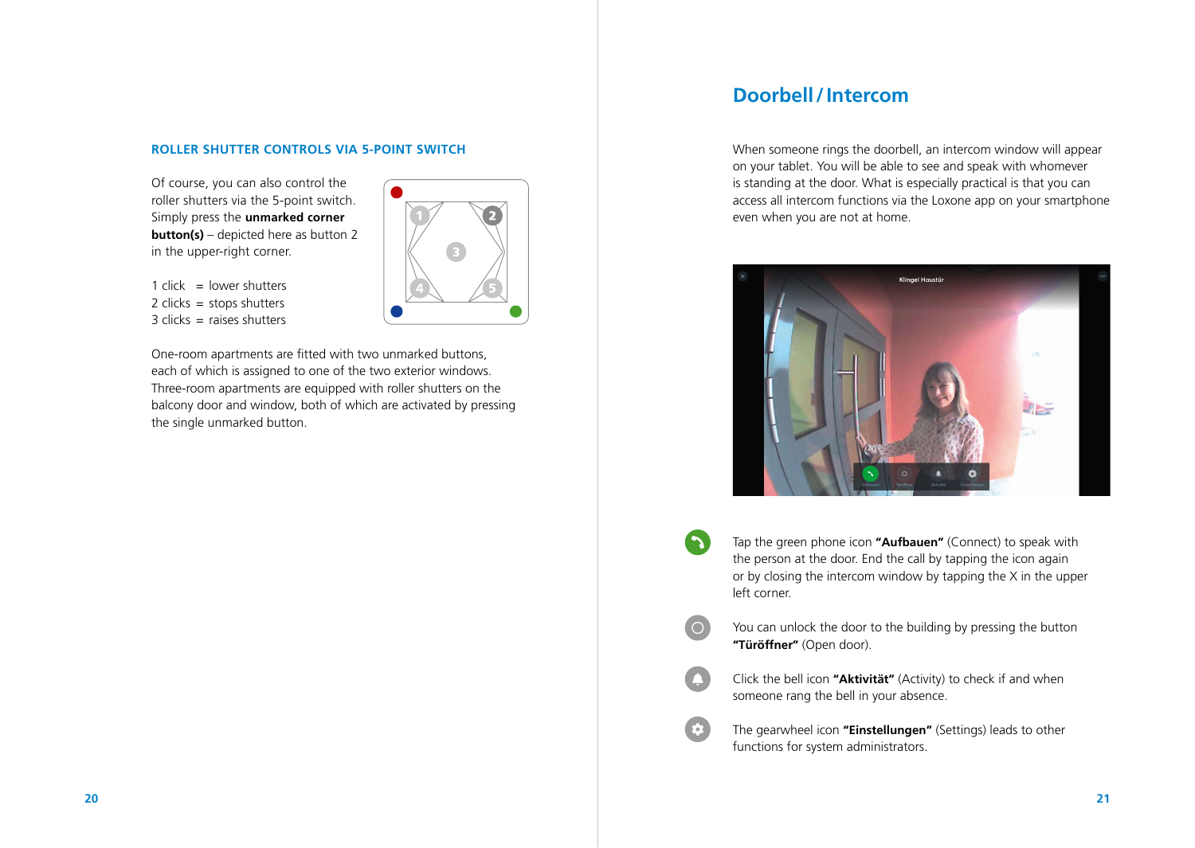### ROLLER SHUTTER CONTROLS VIA 5-POINT SWITCH

Of course, you can also control the roller shutters via the 5-point switch. Simply press the **unmarked corner button(s)** – depicted here as button 2 in the upper-right corner.

1 click = lower shutters
2 clicks = stops shutters
3 clicks = raises shutters

One-room apartments are fitted with two unmarked buttons, each of which is assigned to one of the two exterior windows. Three-room apartments are equipped with roller shutters on the balcony door and window, both of which are activated by pressing the single unmarked button.

## Doorbell / Intercom

When someone rings the doorbell, an intercom window will appear on your tablet. You will be able to see and speak with whomever is standing at the door. What is especially practical is that you can access all intercom functions via the Loxone app on your smartphone even when you are not at home.

Tap the green phone icon **"Aufbauen"** (Connect) to speak with the person at the door. End the call by tapping the icon again or by closing the intercom window by tapping the X in the upper left corner.

You can unlock the door to the building by pressing the button **"Türöffner"** (Open door).

Click the bell icon **"Aktivität"** (Activity) to check if and when someone rang the bell in your absence.

The gearwheel icon **"Einstellungen"** (Settings) leads to other functions for system administrators.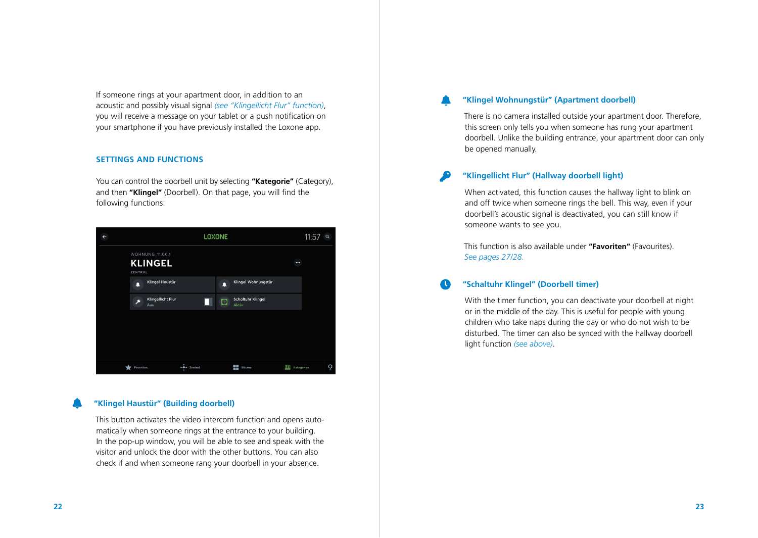If someone rings at your apartment door, in addition to an acoustic and possibly visual signal *(see "Klingellicht Flur" function)*, you will receive a message on your tablet or a push notification on your smartphone if you have previously installed the Loxone app.

## SETTINGS AND FUNCTIONS

You can control the doorbell unit by selecting **"Kategorie"** (Category), and then **"Klingel"** (Doorbell). On that page, you will find the following functions:

### "Klingel Haustür" (Building doorbell)

This button activates the video intercom function and opens automatically when someone rings at the entrance to your building. In the pop-up window, you will be able to see and speak with the visitor and unlock the door with the other buttons. You can also check if and when someone rang your doorbell in your absence.

### "Klingel Wohnungstür" (Apartment doorbell)

There is no camera installed outside your apartment door. Therefore, this screen only tells you when someone has rung your apartment doorbell. Unlike the building entrance, your apartment door can only be opened manually.

### "Klingellicht Flur" (Hallway doorbell light)

When activated, this function causes the hallway light to blink on and off twice when someone rings the bell. This way, even if your doorbell's acoustic signal is deactivated, you can still know if someone wants to see you.

This function is also available under **"Favoriten"** (Favourites). *See pages 27/28.*

### "Schaltuhr Klingel" (Doorbell timer)

With the timer function, you can deactivate your doorbell at night or in the middle of the day. This is useful for people with young children who take naps during the day or who do not wish to be disturbed. The timer can also be synced with the hallway doorbell light function *(see above)*.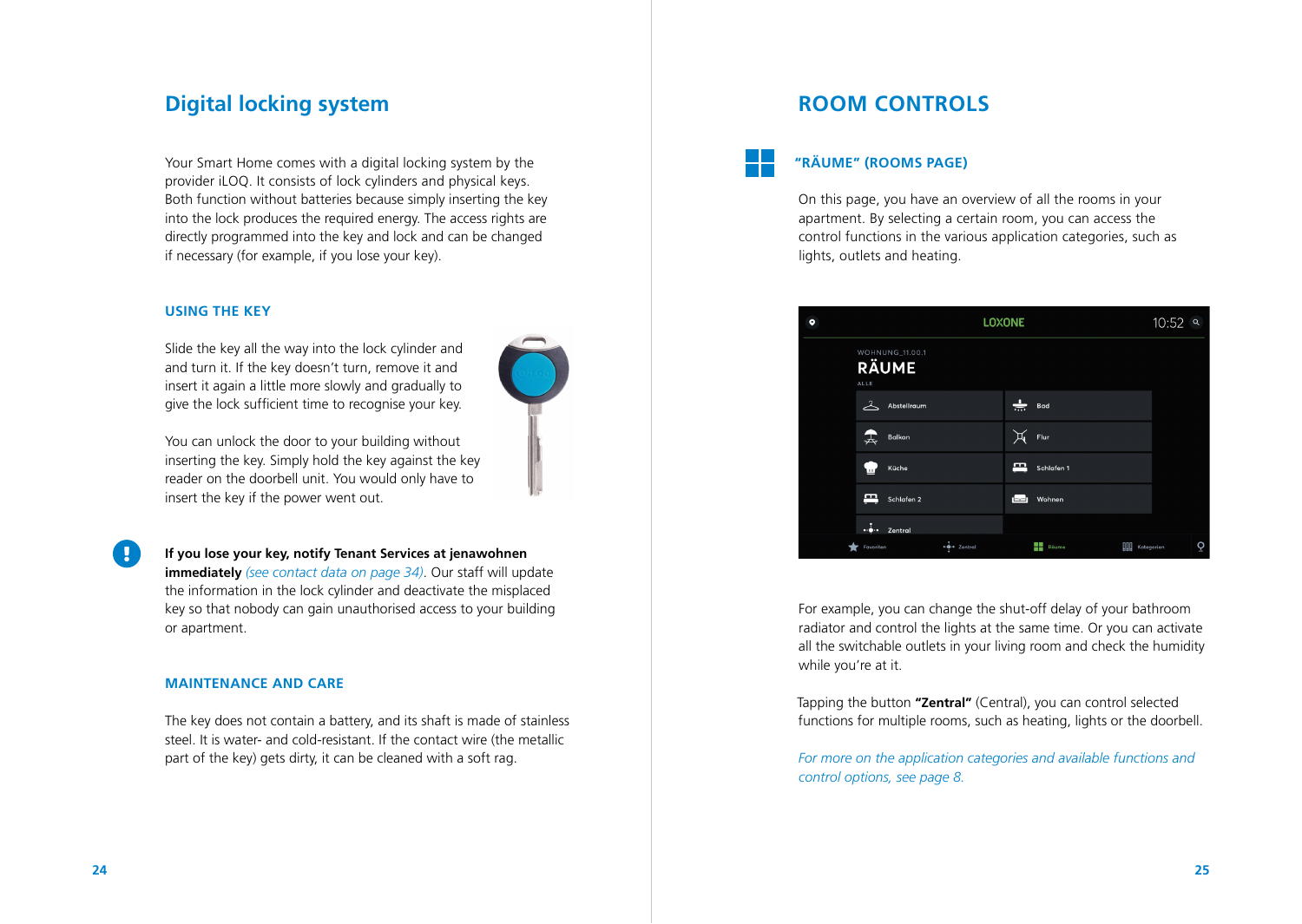## Digital locking system

Your Smart Home comes with a digital locking system by the provider iLOQ. It consists of lock cylinders and physical keys. Both function without batteries because simply inserting the key into the lock produces the required energy. The access rights are directly programmed into the key and lock and can be changed if necessary (for example, if you lose your key).

### USING THE KEY

Slide the key all the way into the lock cylinder and and turn it. If the key doesn't turn, remove it and insert it again a little more slowly and gradually to give the lock sufficient time to recognise your key.

You can unlock the door to your building without inserting the key. Simply hold the key against the key reader on the doorbell unit. You would only have to insert the key if the power went out.

**If you lose your key, notify Tenant Services at jenawohnen immediately** *(see contact data on page 34)*. Our staff will update the information in the lock cylinder and deactivate the misplaced key so that nobody can gain unauthorised access to your building or apartment.

### MAINTENANCE AND CARE

The key does not contain a battery, and its shaft is made of stainless steel. It is water- and cold-resistant. If the contact wire (the metallic part of the key) gets dirty, it can be cleaned with a soft rag.

## ROOM CONTROLS

### "RÄUME" (ROOMS PAGE)

On this page, you have an overview of all the rooms in your apartment. By selecting a certain room, you can access the control functions in the various application categories, such as lights, outlets and heating.

For example, you can change the shut-off delay of your bathroom radiator and control the lights at the same time. Or you can activate all the switchable outlets in your living room and check the humidity while you're at it.

Tapping the button **"Zentral"** (Central), you can control selected functions for multiple rooms, such as heating, lights or the doorbell.

*For more on the application categories and available functions and control options, see page 8.*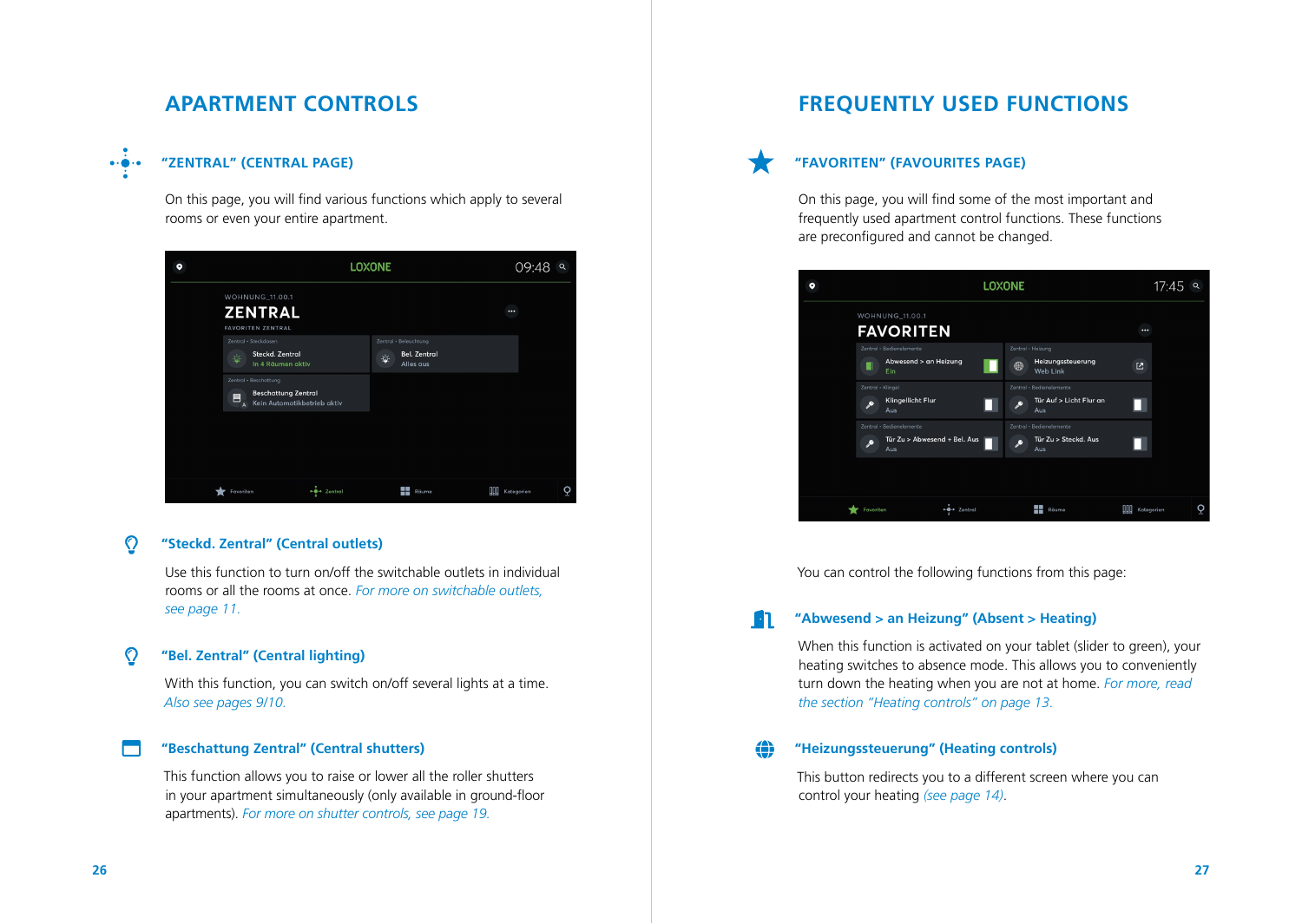# APARTMENT CONTROLS

## “ZENTRAL” (CENTRAL PAGE)

On this page, you will find various functions which apply to several rooms or even your entire apartment.

### “Steckd. Zentral” (Central outlets)

Use this function to turn on/off the switchable outlets in individual rooms or all the rooms at once. *For more on switchable outlets, see page 11.*

### “Bel. Zentral” (Central lighting)

With this function, you can switch on/off several lights at a time. *Also see pages 9/10.*

### “Beschattung Zentral” (Central shutters)

This function allows you to raise or lower all the roller shutters in your apartment simultaneously (only available in ground-floor apartments). *For more on shutter controls, see page 19.*

# FREQUENTLY USED FUNCTIONS

## “FAVORITEN” (FAVOURITES PAGE)

On this page, you will find some of the most important and frequently used apartment control functions. These functions are preconfigured and cannot be changed.

You can control the following functions from this page:

### “Abwesend > an Heizung” (Absent > Heating)

When this function is activated on your tablet (slider to green), your heating switches to absence mode. This allows you to conveniently turn down the heating when you are not at home. *For more, read the section “Heating controls” on page 13.*

### “Heizungssteuerung” (Heating controls)

This button redirects you to a different screen where you can control your heating *(see page 14)*.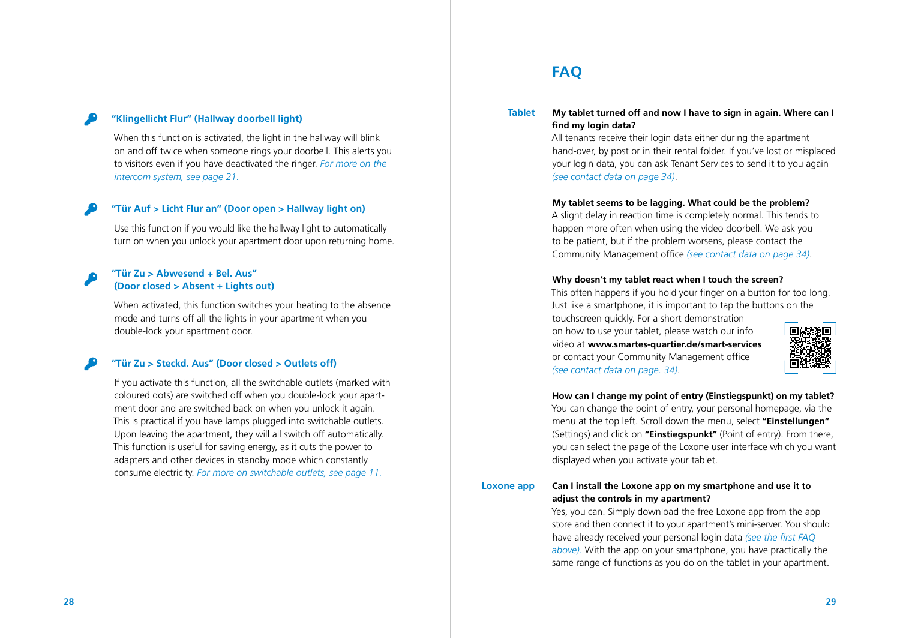### "Klingellicht Flur" (Hallway doorbell light)

When this function is activated, the light in the hallway will blink on and off twice when someone rings your doorbell. This alerts you to visitors even if you have deactivated the ringer. *For more on the intercom system, see page 21.*

### "Tür Auf > Licht Flur an" (Door open > Hallway light on)

Use this function if you would like the hallway light to automatically turn on when you unlock your apartment door upon returning home.

### "Tür Zu > Abwesend + Bel. Aus" (Door closed > Absent + Lights out)

When activated, this function switches your heating to the absence mode and turns off all the lights in your apartment when you double-lock your apartment door.

### "Tür Zu > Steckd. Aus" (Door closed > Outlets off)

If you activate this function, all the switchable outlets (marked with coloured dots) are switched off when you double-lock your apartment door and are switched back on when you unlock it again. This is practical if you have lamps plugged into switchable outlets. Upon leaving the apartment, they will all switch off automatically. This function is useful for saving energy, as it cuts the power to adapters and other devices in standby mode which constantly consume electricity. *For more on switchable outlets, see page 11.*

# FAQ

## Tablet

**My tablet turned off and now I have to sign in again. Where can I find my login data?**

All tenants receive their login data either during the apartment hand-over, by post or in their rental folder. If you've lost or misplaced your login data, you can ask Tenant Services to send it to you again *(see contact data on page 34)*.

**My tablet seems to be lagging. What could be the problem?**

A slight delay in reaction time is completely normal. This tends to happen more often when using the video doorbell. We ask you to be patient, but if the problem worsens, please contact the Community Management office *(see contact data on page 34)*.

**Why doesn't my tablet react when I touch the screen?**

This often happens if you hold your finger on a button for too long. Just like a smartphone, it is important to tap the buttons on the touchscreen quickly. For a short demonstration on how to use your tablet, please watch our info video at **www.smartes-quartier.de/smart-services** or contact your Community Management office *(see contact data on page. 34)*.

**How can I change my point of entry (Einstiegspunkt) on my tablet?**

You can change the point of entry, your personal homepage, via the menu at the top left. Scroll down the menu, select **"Einstellungen"** (Settings) and click on **"Einstiegspunkt"** (Point of entry). From there, you can select the page of the Loxone user interface which you want displayed when you activate your tablet.

## Loxone app

**Can I install the Loxone app on my smartphone and use it to adjust the controls in my apartment?**

Yes, you can. Simply download the free Loxone app from the app store and then connect it to your apartment's mini-server. You should have already received your personal login data *(see the first FAQ above)*. With the app on your smartphone, you have practically the same range of functions as you do on the tablet in your apartment.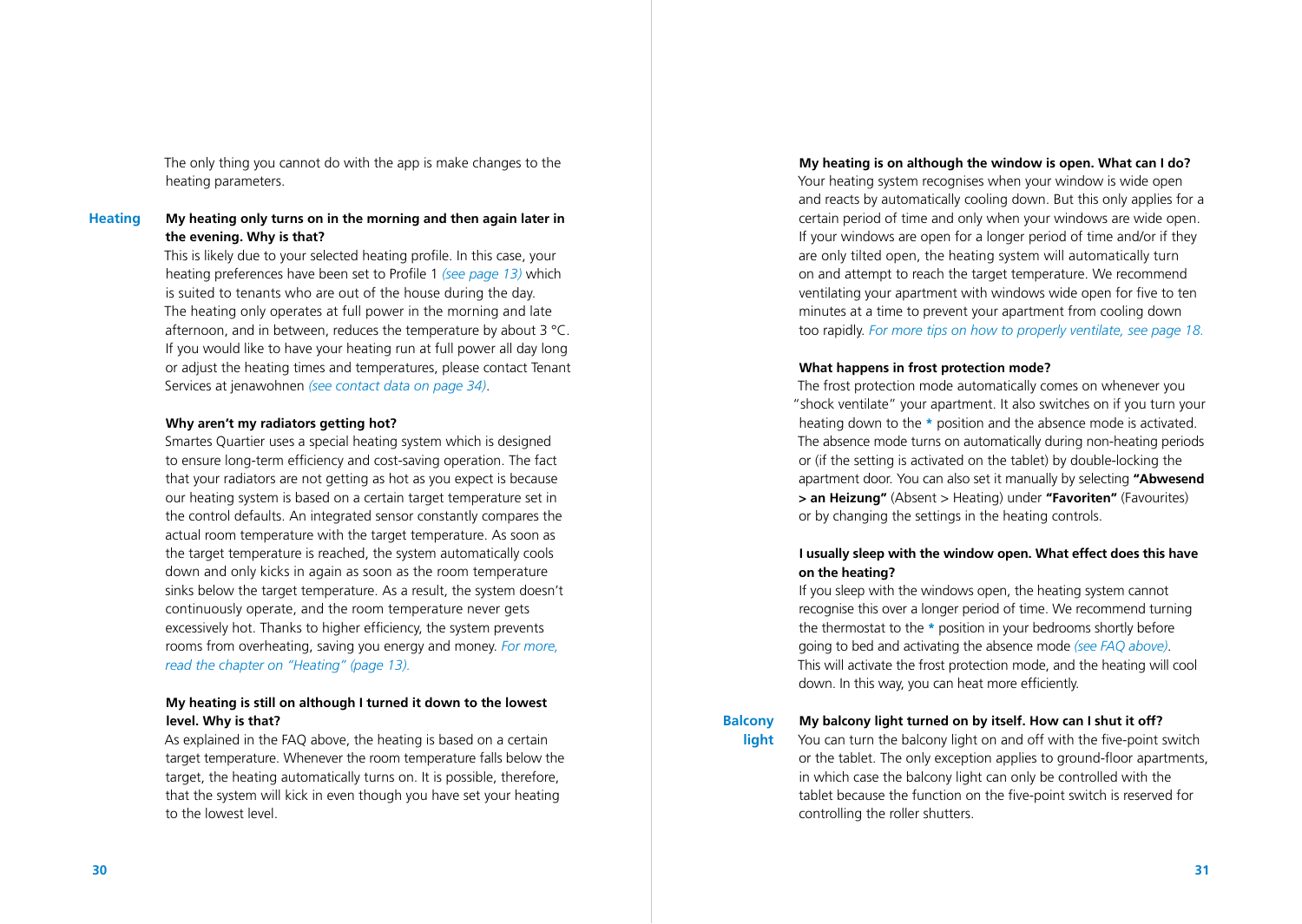The only thing you cannot do with the app is make changes to the heating parameters.

## Heating

**My heating only turns on in the morning and then again later in the evening. Why is that?**

This is likely due to your selected heating profile. In this case, your heating preferences have been set to Profile 1 *(see page 13)* which is suited to tenants who are out of the house during the day. The heating only operates at full power in the morning and late afternoon, and in between, reduces the temperature by about 3 °C. If you would like to have your heating run at full power all day long or adjust the heating times and temperatures, please contact Tenant Services at jenawohnen *(see contact data on page 34)*.

**Why aren't my radiators getting hot?**

Smartes Quartier uses a special heating system which is designed to ensure long-term efficiency and cost-saving operation. The fact that your radiators are not getting as hot as you expect is because our heating system is based on a certain target temperature set in the control defaults. An integrated sensor constantly compares the actual room temperature with the target temperature. As soon as the target temperature is reached, the system automatically cools down and only kicks in again as soon as the room temperature sinks below the target temperature. As a result, the system doesn't continuously operate, and the room temperature never gets excessively hot. Thanks to higher efficiency, the system prevents rooms from overheating, saving you energy and money. *For more, read the chapter on "Heating" (page 13).*

**My heating is still on although I turned it down to the lowest level. Why is that?**

As explained in the FAQ above, the heating is based on a certain target temperature. Whenever the room temperature falls below the target, the heating automatically turns on. It is possible, therefore, that the system will kick in even though you have set your heating to the lowest level.

**My heating is on although the window is open. What can I do?**

Your heating system recognises when your window is wide open and reacts by automatically cooling down. But this only applies for a certain period of time and only when your windows are wide open. If your windows are open for a longer period of time and/or if they are only tilted open, the heating system will automatically turn on and attempt to reach the target temperature. We recommend ventilating your apartment with windows wide open for five to ten minutes at a time to prevent your apartment from cooling down too rapidly. *For more tips on how to properly ventilate, see page 18.*

**What happens in frost protection mode?**

The frost protection mode automatically comes on whenever you "shock ventilate" your apartment. It also switches on if you turn your heating down to the * position and the absence mode is activated. The absence mode turns on automatically during non-heating periods or (if the setting is activated on the tablet) by double-locking the apartment door. You can also set it manually by selecting **"Abwesend > an Heizung"** (Absent > Heating) under **"Favoriten"** (Favourites) or by changing the settings in the heating controls.

**I usually sleep with the window open. What effect does this have on the heating?**

If you sleep with the windows open, the heating system cannot recognise this over a longer period of time. We recommend turning the thermostat to the * position in your bedrooms shortly before going to bed and activating the absence mode *(see FAQ above)*. This will activate the frost protection mode, and the heating will cool down. In this way, you can heat more efficiently.

## Balcony light

**My balcony light turned on by itself. How can I shut it off?**

You can turn the balcony light on and off with the five-point switch or the tablet. The only exception applies to ground-floor apartments, in which case the balcony light can only be controlled with the tablet because the function on the five-point switch is reserved for controlling the roller shutters.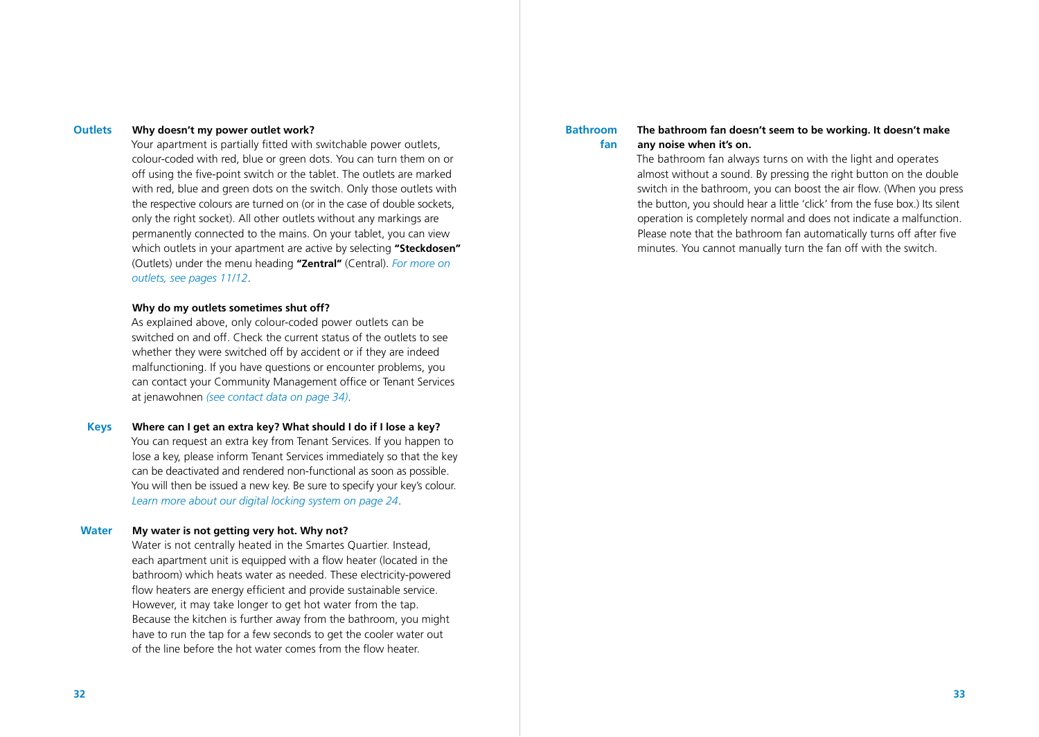## Outlets

**Why doesn't my power outlet work?**

Your apartment is partially fitted with switchable power outlets, colour-coded with red, blue or green dots. You can turn them on or off using the five-point switch or the tablet. The outlets are marked with red, blue and green dots on the switch. Only those outlets with the respective colours are turned on (or in the case of double sockets, only the right socket). All other outlets without any markings are permanently connected to the mains. On your tablet, you can view which outlets in your apartment are active by selecting **"Steckdosen"** (Outlets) under the menu heading **"Zentral"** (Central). *For more on outlets, see pages 11/12*.

**Why do my outlets sometimes shut off?**

As explained above, only colour-coded power outlets can be switched on and off. Check the current status of the outlets to see whether they were switched off by accident or if they are indeed malfunctioning. If you have questions or encounter problems, you can contact your Community Management office or Tenant Services at jenawohnen *(see contact data on page 34)*.

## Keys

**Where can I get an extra key? What should I do if I lose a key?**

You can request an extra key from Tenant Services. If you happen to lose a key, please inform Tenant Services immediately so that the key can be deactivated and rendered non-functional as soon as possible. You will then be issued a new key. Be sure to specify your key's colour. *Learn more about our digital locking system on page 24*.

## Water

**My water is not getting very hot. Why not?**

Water is not centrally heated in the Smartes Quartier. Instead, each apartment unit is equipped with a flow heater (located in the bathroom) which heats water as needed. These electricity-powered flow heaters are energy efficient and provide sustainable service. However, it may take longer to get hot water from the tap. Because the kitchen is further away from the bathroom, you might have to run the tap for a few seconds to get the cooler water out of the line before the hot water comes from the flow heater.

## Bathroom fan

**The bathroom fan doesn't seem to be working. It doesn't make any noise when it's on.**

The bathroom fan always turns on with the light and operates almost without a sound. By pressing the right button on the double switch in the bathroom, you can boost the air flow. (When you press the button, you should hear a little 'click' from the fuse box.) Its silent operation is completely normal and does not indicate a malfunction. Please note that the bathroom fan automatically turns off after five minutes. You cannot manually turn the fan off with the switch.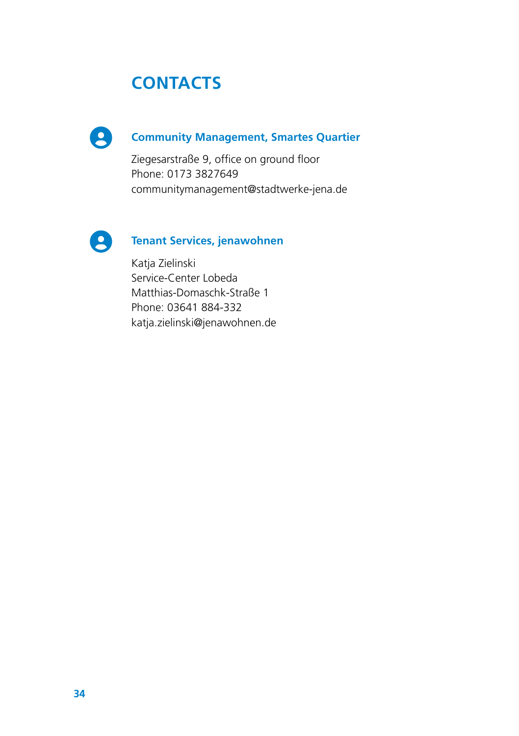# CONTACTS

## Community Management, Smartes Quartier

Ziegesarstraße 9, office on ground floor
Phone: 0173 3827649
communitymanagement@stadtwerke-jena.de

## Tenant Services, jenawohnen

Katja Zielinski
Service-Center Lobeda
Matthias-Domaschk-Straße 1
Phone: 03641 884-332
katja.zielinski@jenawohnen.de